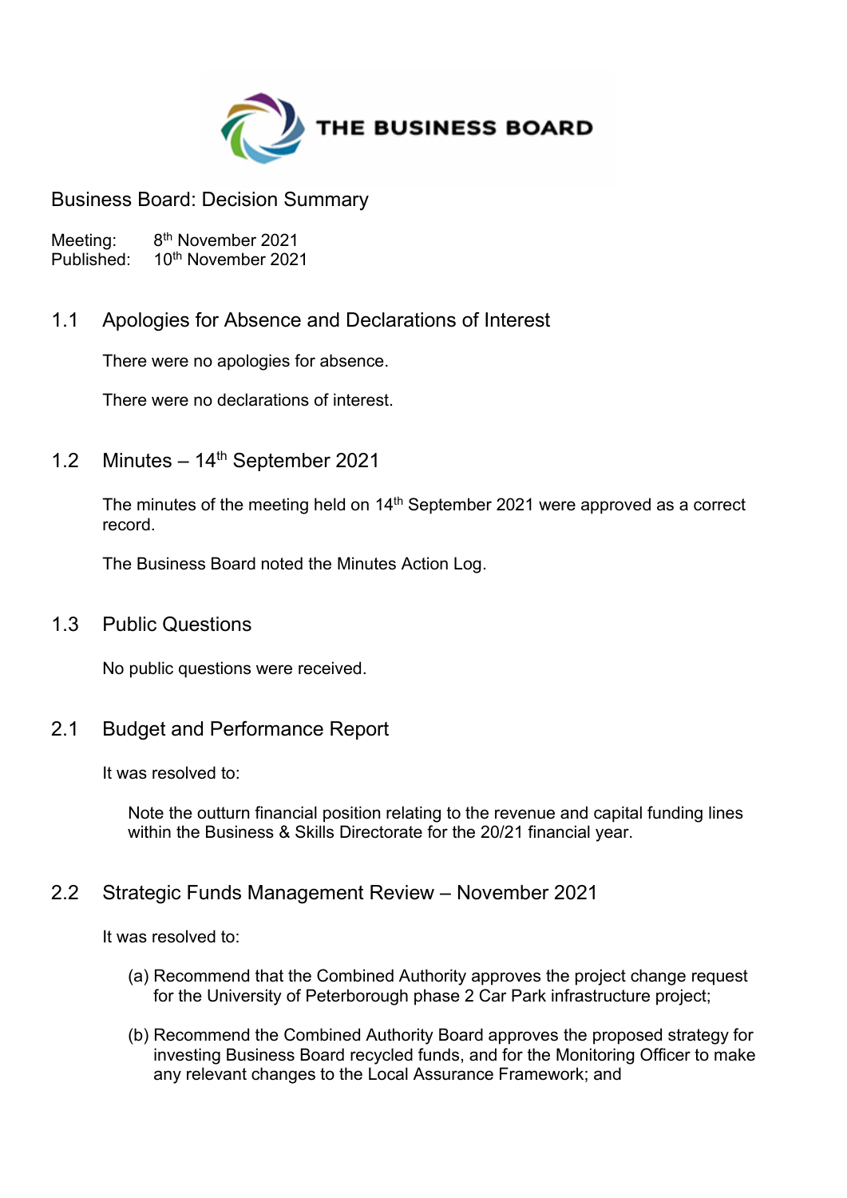# THE BUSINESS BOARD

Business Board: Decision Summary

Meeting: 8th November 2021
Published: 10th November 2021

## 1.1 Apologies for Absence and Declarations of Interest

There were no apologies for absence.

There were no declarations of interest.

## 1.2 Minutes – 14th September 2021

The minutes of the meeting held on 14th September 2021 were approved as a correct record.

The Business Board noted the Minutes Action Log.

## 1.3 Public Questions

No public questions were received.

## 2.1 Budget and Performance Report

It was resolved to:

Note the outturn financial position relating to the revenue and capital funding lines within the Business & Skills Directorate for the 20/21 financial year.

## 2.2 Strategic Funds Management Review – November 2021

It was resolved to:

(a) Recommend that the Combined Authority approves the project change request for the University of Peterborough phase 2 Car Park infrastructure project;

(b) Recommend the Combined Authority Board approves the proposed strategy for investing Business Board recycled funds, and for the Monitoring Officer to make any relevant changes to the Local Assurance Framework; and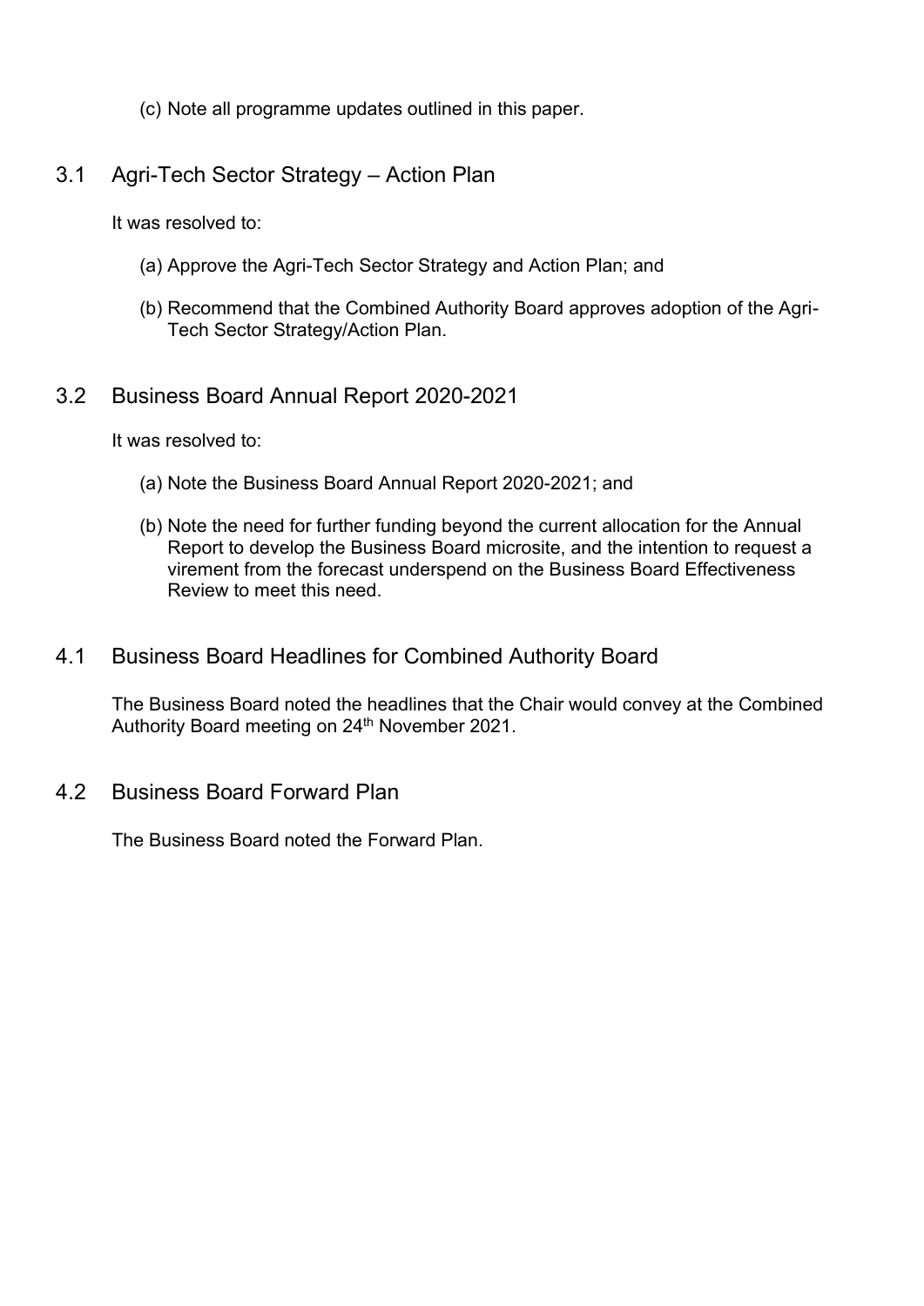(c) Note all programme updates outlined in this paper.

## 3.1 Agri-Tech Sector Strategy – Action Plan

It was resolved to:

(a) Approve the Agri-Tech Sector Strategy and Action Plan; and

(b) Recommend that the Combined Authority Board approves adoption of the Agri-Tech Sector Strategy/Action Plan.

## 3.2 Business Board Annual Report 2020-2021

It was resolved to:

(a) Note the Business Board Annual Report 2020-2021; and

(b) Note the need for further funding beyond the current allocation for the Annual Report to develop the Business Board microsite, and the intention to request a virement from the forecast underspend on the Business Board Effectiveness Review to meet this need.

## 4.1 Business Board Headlines for Combined Authority Board

The Business Board noted the headlines that the Chair would convey at the Combined Authority Board meeting on 24th November 2021.

## 4.2 Business Board Forward Plan

The Business Board noted the Forward Plan.